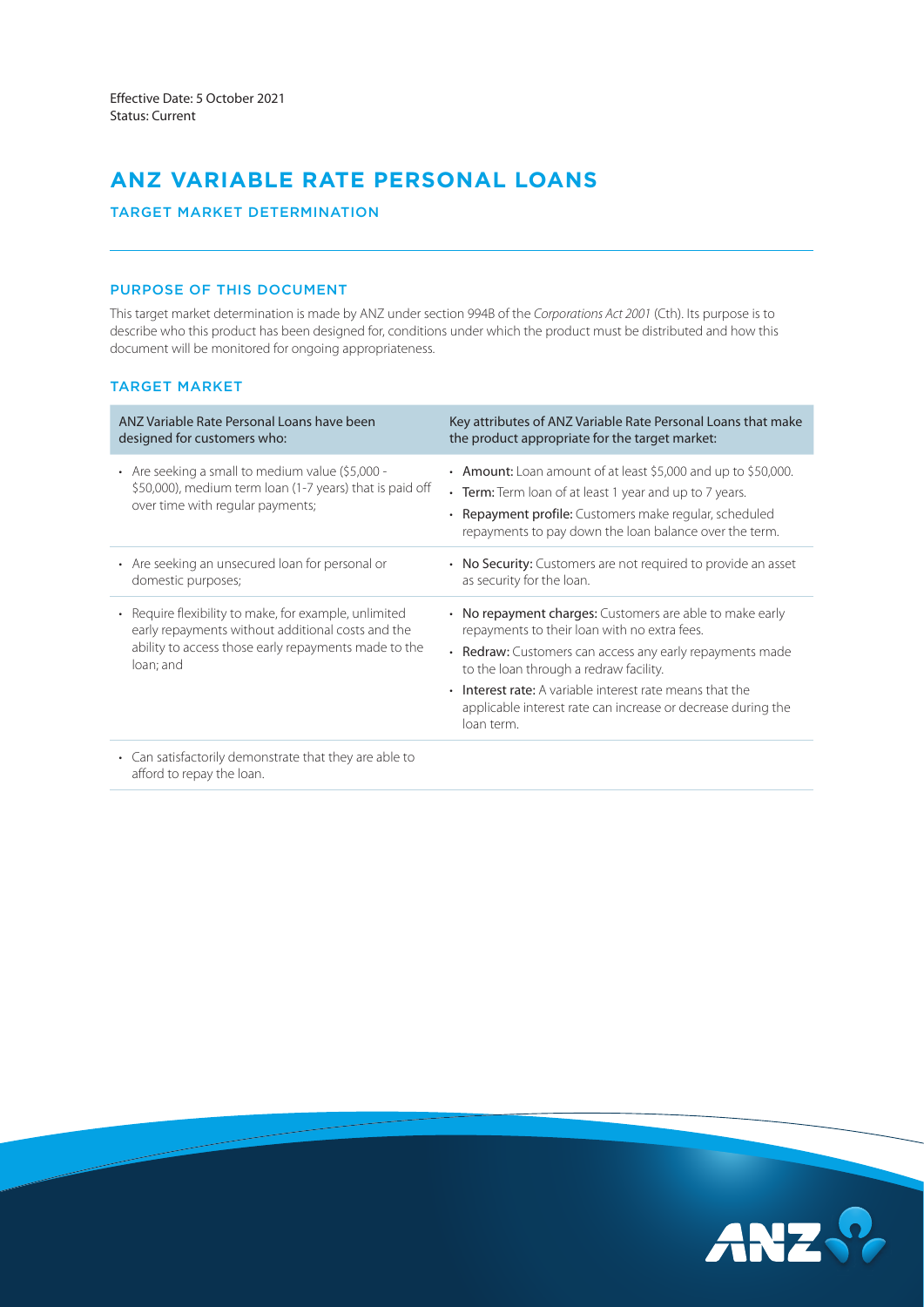Effective Date: 5 October 2021
Status: Current

# ANZ VARIABLE RATE PERSONAL LOANS

## TARGET MARKET DETERMINATION

### PURPOSE OF THIS DOCUMENT

This target market determination is made by ANZ under section 994B of the *Corporations Act 2001* (Cth). Its purpose is to describe who this product has been designed for, conditions under which the product must be distributed and how this document will be monitored for ongoing appropriateness.

### TARGET MARKET

| ANZ Variable Rate Personal Loans have been designed for customers who: | Key attributes of ANZ Variable Rate Personal Loans that make the product appropriate for the target market: |
| --- | --- |
| • Are seeking a small to medium value ($5,000 - $50,000), medium term loan (1-7 years) that is paid off over time with regular payments; | • **Amount:** Loan amount of at least $5,000 and up to $50,000.<br>• **Term:** Term loan of at least 1 year and up to 7 years.<br>• **Repayment profile:** Customers make regular, scheduled repayments to pay down the loan balance over the term. |
| • Are seeking an unsecured loan for personal or domestic purposes; | • **No Security:** Customers are not required to provide an asset as security for the loan. |
| • Require flexibility to make, for example, unlimited early repayments without additional costs and the ability to access those early repayments made to the loan; and | • **No repayment charges:** Customers are able to make early repayments to their loan with no extra fees.<br>• **Redraw:** Customers can access any early repayments made to the loan through a redraw facility.<br>• **Interest rate:** A variable interest rate means that the applicable interest rate can increase or decrease during the loan term. |
| • Can satisfactorily demonstrate that they are able to afford to repay the loan. | |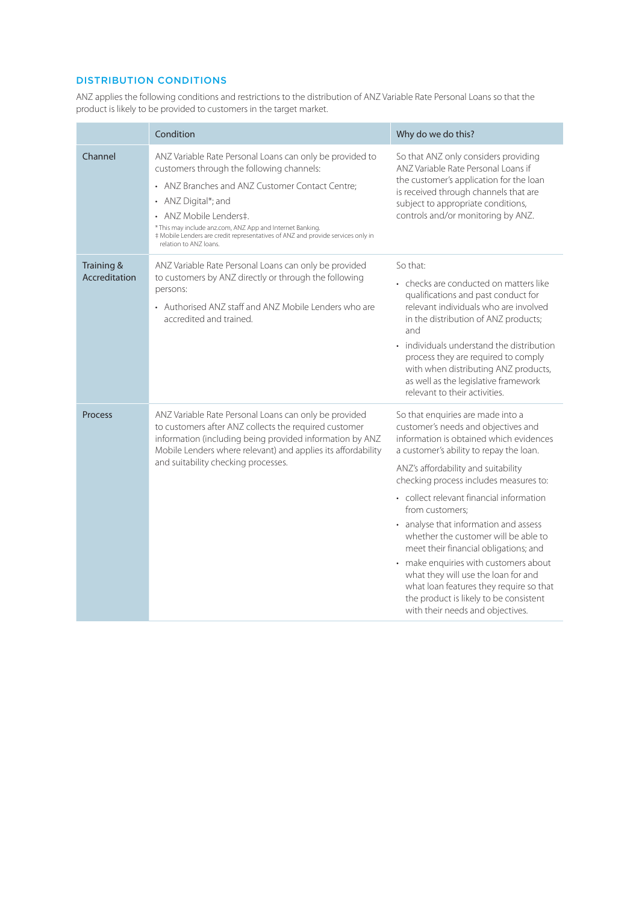## DISTRIBUTION CONDITIONS

ANZ applies the following conditions and restrictions to the distribution of ANZ Variable Rate Personal Loans so that the product is likely to be provided to customers in the target market.

| | Condition | Why do we do this? |
|---|---|---|
| Channel | ANZ Variable Rate Personal Loans can only be provided to customers through the following channels:<br>• ANZ Branches and ANZ Customer Contact Centre;<br>• ANZ Digital*; and<br>• ANZ Mobile Lenders‡.<br>* This may include anz.com, ANZ App and Internet Banking.<br>‡ Mobile Lenders are credit representatives of ANZ and provide services only in relation to ANZ loans. | So that ANZ only considers providing ANZ Variable Rate Personal Loans if the customer's application for the loan is received through channels that are subject to appropriate conditions, controls and/or monitoring by ANZ. |
| Training & Accreditation | ANZ Variable Rate Personal Loans can only be provided to customers by ANZ directly or through the following persons:<br>• Authorised ANZ staff and ANZ Mobile Lenders who are accredited and trained. | So that:<br>• checks are conducted on matters like qualifications and past conduct for relevant individuals who are involved in the distribution of ANZ products; and<br>• individuals understand the distribution process they are required to comply with when distributing ANZ products, as well as the legislative framework relevant to their activities. |
| Process | ANZ Variable Rate Personal Loans can only be provided to customers after ANZ collects the required customer information (including being provided information by ANZ Mobile Lenders where relevant) and applies its affordability and suitability checking processes. | So that enquiries are made into a customer's needs and objectives and information is obtained which evidences a customer's ability to repay the loan.<br>ANZ's affordability and suitability checking process includes measures to:<br>• collect relevant financial information from customers;<br>• analyse that information and assess whether the customer will be able to meet their financial obligations; and<br>• make enquiries with customers about what they will use the loan for and what loan features they require so that the product is likely to be consistent with their needs and objectives. |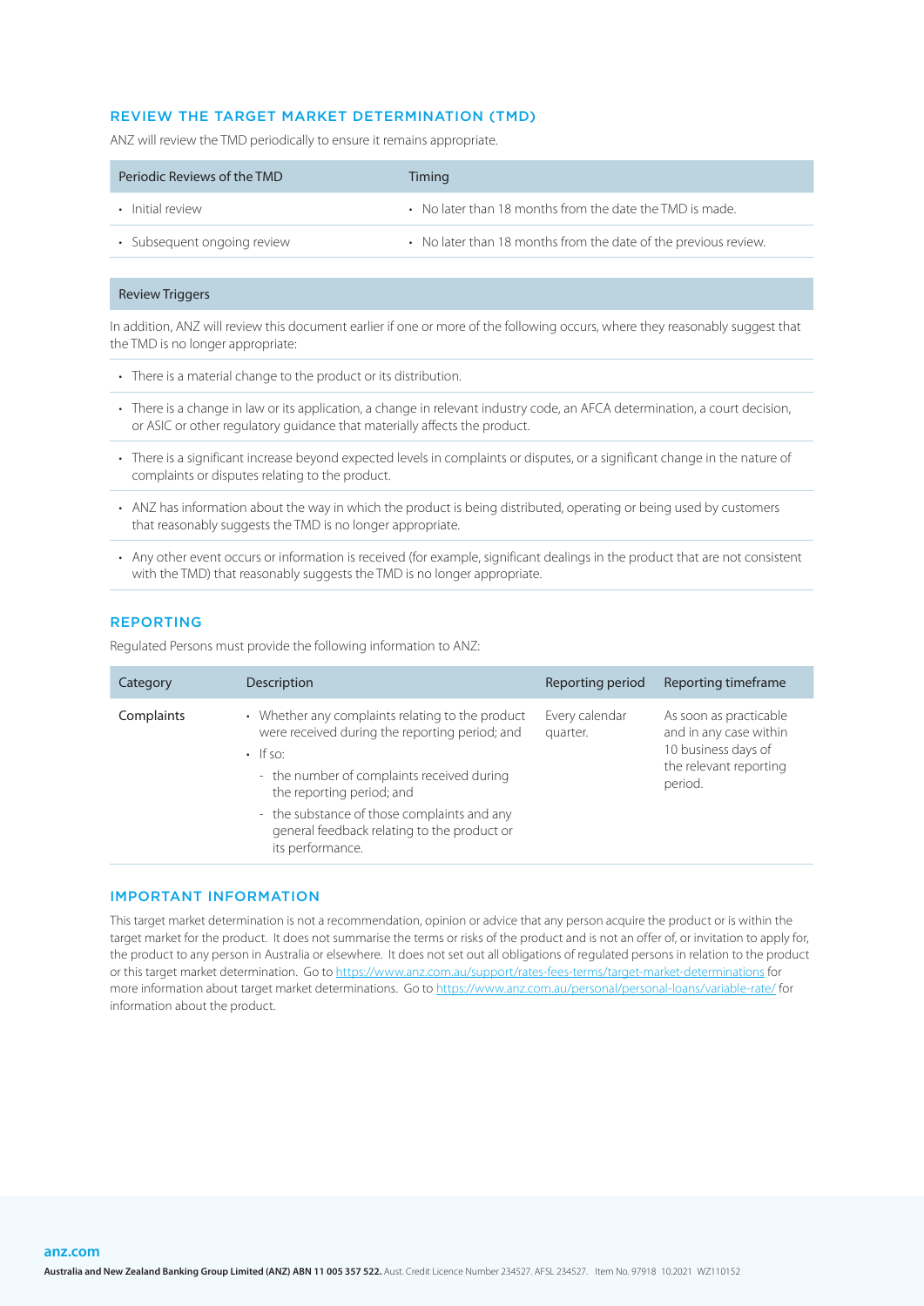## REVIEW THE TARGET MARKET DETERMINATION (TMD)

ANZ will review the TMD periodically to ensure it remains appropriate.

| Periodic Reviews of the TMD | Timing |
|---|---|
| • Initial review | • No later than 18 months from the date the TMD is made. |
| • Subsequent ongoing review | • No later than 18 months from the date of the previous review. |

**Review Triggers**

In addition, ANZ will review this document earlier if one or more of the following occurs, where they reasonably suggest that the TMD is no longer appropriate:

- There is a material change to the product or its distribution.
- There is a change in law or its application, a change in relevant industry code, an AFCA determination, a court decision, or ASIC or other regulatory guidance that materially affects the product.
- There is a significant increase beyond expected levels in complaints or disputes, or a significant change in the nature of complaints or disputes relating to the product.
- ANZ has information about the way in which the product is being distributed, operating or being used by customers that reasonably suggests the TMD is no longer appropriate.
- Any other event occurs or information is received (for example, significant dealings in the product that are not consistent with the TMD) that reasonably suggests the TMD is no longer appropriate.

## REPORTING

Regulated Persons must provide the following information to ANZ:

| Category | Description | Reporting period | Reporting timeframe |
|---|---|---|---|
| Complaints | • Whether any complaints relating to the product were received during the reporting period; and<br>• If so:<br>- the number of complaints received during the reporting period; and<br>- the substance of those complaints and any general feedback relating to the product or its performance. | Every calendar quarter. | As soon as practicable and in any case within 10 business days of the relevant reporting period. |

## IMPORTANT INFORMATION

This target market determination is not a recommendation, opinion or advice that any person acquire the product or is within the target market for the product. It does not summarise the terms or risks of the product and is not an offer of, or invitation to apply for, the product to any person in Australia or elsewhere. It does not set out all obligations of regulated persons in relation to the product or this target market determination. Go to https://www.anz.com.au/support/rates-fees-terms/target-market-determinations for more information about target market determinations. Go to https://www.anz.com.au/personal/personal-loans/variable-rate/ for information about the product.

anz.com

**Australia and New Zealand Banking Group Limited (ANZ) ABN 11 005 357 522.** Aust. Credit Licence Number 234527. AFSL 234527. Item No. 97918 10.2021 WZ110152